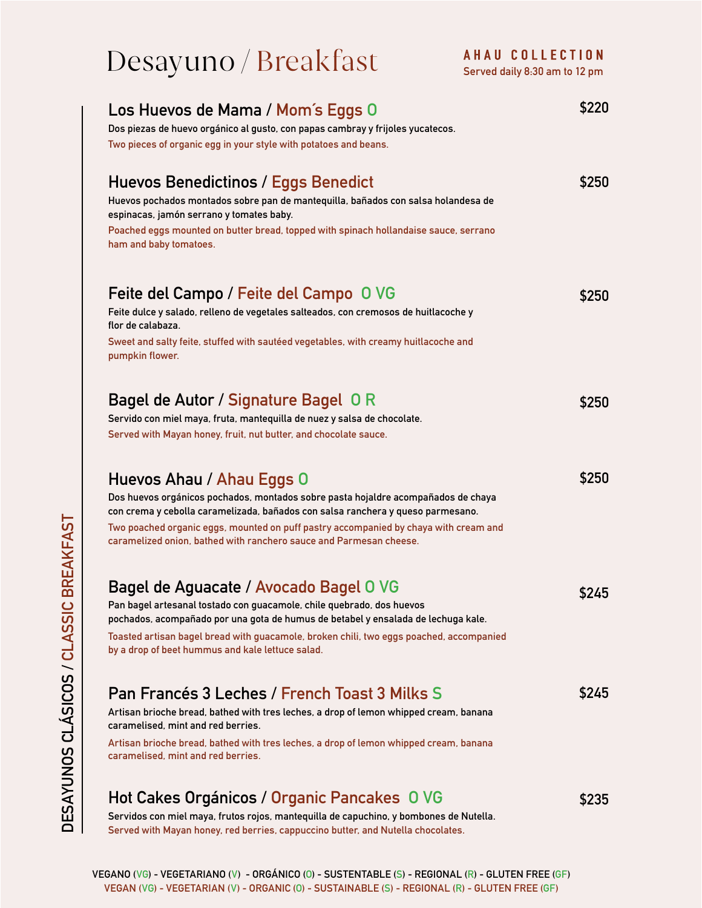# Desayuno / Breakfast

**AHAU COLLECTION**
Served daily 8:30 am to 12 pm

DESAYUNOS CLÁSICOS / CLASSIC BREAKFAST

### Los Huevos de Mama / Mom´s Eggs O — $220

Dos piezas de huevo orgánico al gusto, con papas cambray y frijoles yucatecos.
Two pieces of organic egg in your style with potatoes and beans.

### Huevos Benedictinos / Eggs Benedict — $250

Huevos pochados montados sobre pan de mantequilla, bañados con salsa holandesa de espinacas, jamón serrano y tomates baby.
Poached eggs mounted on butter bread, topped with spinach hollandaise sauce, serrano ham and baby tomatoes.

### Feite del Campo / Feite del Campo O VG — $250

Feite dulce y salado, relleno de vegetales salteados, con cremosos de huitlacoche y flor de calabaza.
Sweet and salty feite, stuffed with sautéed vegetables, with creamy huitlacoche and pumpkin flower.

### Bagel de Autor / Signature Bagel O R — $250

Servido con miel maya, fruta, mantequilla de nuez y salsa de chocolate.
Served with Mayan honey, fruit, nut butter, and chocolate sauce.

### Huevos Ahau / Ahau Eggs O — $250

Dos huevos orgánicos pochados, montados sobre pasta hojaldre acompañados de chaya con crema y cebolla caramelizada, bañados con salsa ranchera y queso parmesano.
Two poached organic eggs, mounted on puff pastry accompanied by chaya with cream and caramelized onion, bathed with ranchero sauce and Parmesan cheese.

### Bagel de Aguacate / Avocado Bagel O VG — $245

Pan bagel artesanal tostado con guacamole, chile quebrado, dos huevos pochados, acompañado por una gota de humus de betabel y ensalada de lechuga kale.
Toasted artisan bagel bread with guacamole, broken chili, two eggs poached, accompanied by a drop of beet hummus and kale lettuce salad.

### Pan Francés 3 Leches / French Toast 3 Milks S — $245

Artisan brioche bread, bathed with tres leches, a drop of lemon whipped cream, banana caramelised, mint and red berries.
Artisan brioche bread, bathed with tres leches, a drop of lemon whipped cream, banana caramelised, mint and red berries.

### Hot Cakes Orgánicos / Organic Pancakes O VG — $235

Servidos con miel maya, frutos rojos, mantequilla de capuchino, y bombones de Nutella.
Served with Mayan honey, red berries, cappuccino butter, and Nutella chocolates.

VEGANO (VG) - VEGETARIANO (V) - ORGÁNICO (O) - SUSTENTABLE (S) - REGIONAL (R) - GLUTEN FREE (GF)
VEGAN (VG) - VEGETARIAN (V) - ORGANIC (O) - SUSTAINABLE (S) - REGIONAL (R) - GLUTEN FREE (GF)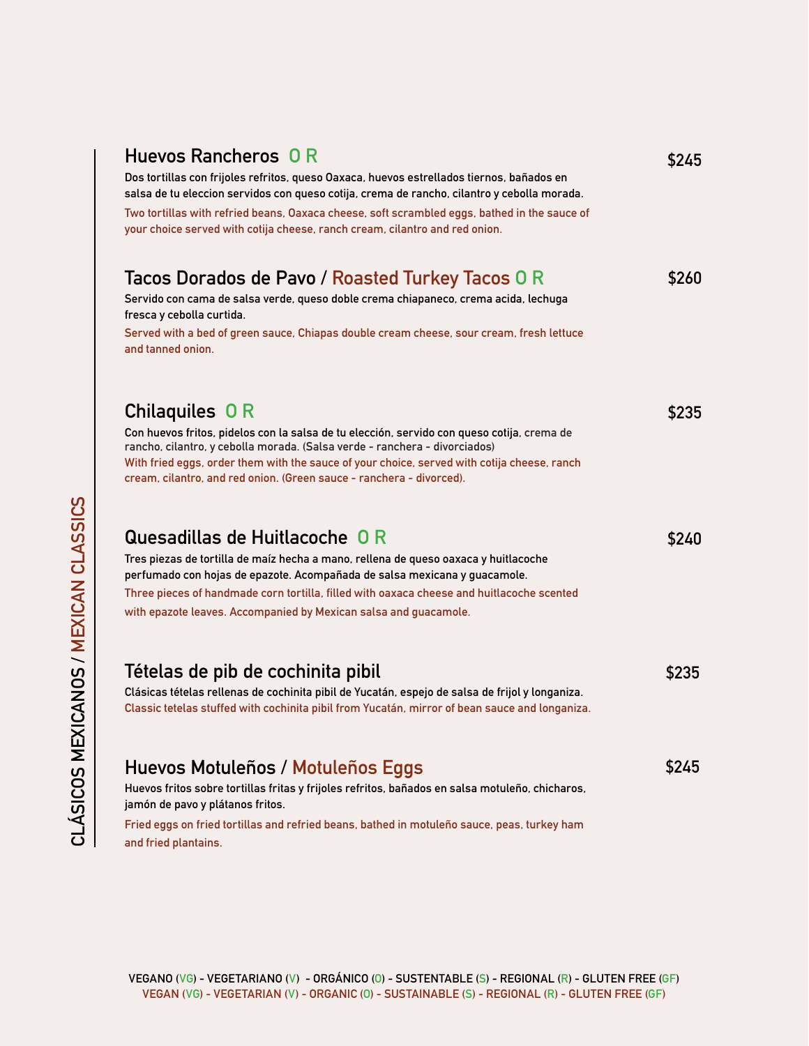## CLÁSICOS MEXICANOS / MEXICAN CLASSICS

### Huevos Rancheros O R

**$245**

Dos tortillas con frijoles refritos, queso Oaxaca, huevos estrellados tiernos, bañados en salsa de tu eleccion servidos con queso cotija, crema de rancho, cilantro y cebolla morada.

Two tortillas with refried beans, Oaxaca cheese, soft scrambled eggs, bathed in the sauce of your choice served with cotija cheese, ranch cream, cilantro and red onion.

### Tacos Dorados de Pavo / Roasted Turkey Tacos O R

**$260**

Servido con cama de salsa verde, queso doble crema chiapaneco, crema acida, lechuga fresca y cebolla curtida.

Served with a bed of green sauce, Chiapas double cream cheese, sour cream, fresh lettuce and tanned onion.

### Chilaquiles O R

**$235**

Con huevos fritos, pidelos con la salsa de tu elección, servido con queso cotija, crema de rancho, cilantro, y cebolla morada. (Salsa verde - ranchera - divorciados)

With fried eggs, order them with the sauce of your choice, served with cotija cheese, ranch cream, cilantro, and red onion. (Green sauce - ranchera - divorced).

### Quesadillas de Huitlacoche O R

**$240**

Tres piezas de tortilla de maíz hecha a mano, rellena de queso oaxaca y huitlacoche perfumado con hojas de epazote. Acompañada de salsa mexicana y guacamole.

Three pieces of handmade corn tortilla, filled with oaxaca cheese and huitlacoche scented with epazote leaves. Accompanied by Mexican salsa and guacamole.

### Tételas de pib de cochinita pibil

**$235**

Clásicas tételas rellenas de cochinita pibil de Yucatán, espejo de salsa de frijol y longaniza.

Classic tetelas stuffed with cochinita pibil from Yucatán, mirror of bean sauce and longaniza.

### Huevos Motuleños / Motuleños Eggs

**$245**

Huevos fritos sobre tortillas fritas y frijoles refritos, bañados en salsa motuleño, chicharos, jamón de pavo y plátanos fritos.

Fried eggs on fried tortillas and refried beans, bathed in motuleño sauce, peas, turkey ham and fried plantains.

VEGANO (VG) - VEGETARIANO (V) - ORGÁNICO (O) - SUSTENTABLE (S) - REGIONAL (R) - GLUTEN FREE (GF)
VEGAN (VG) - VEGETARIAN (V) - ORGANIC (O) - SUSTAINABLE (S) - REGIONAL (R) - GLUTEN FREE (GF)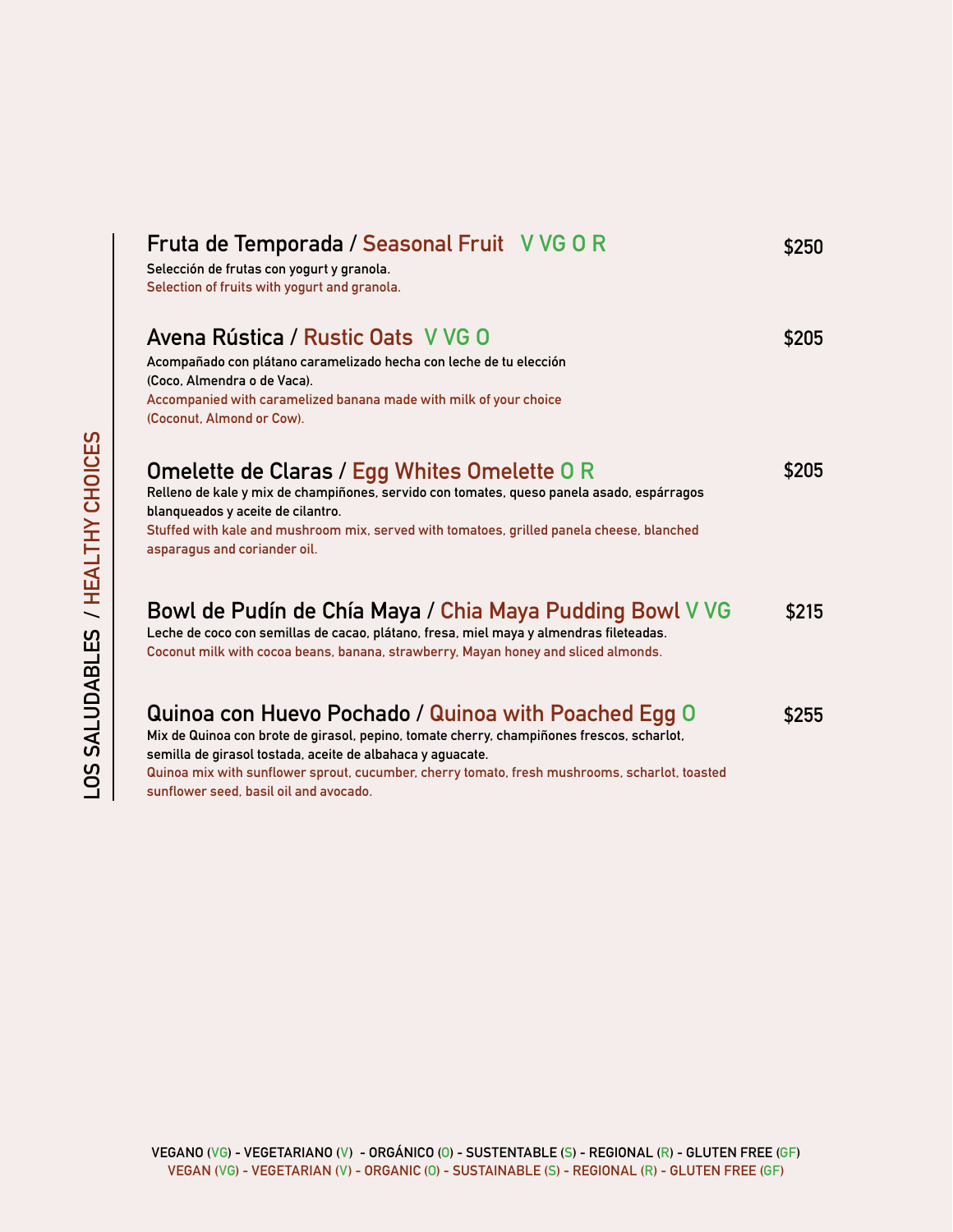# LOS SALUDABLES / HEALTHY CHOICES

## Fruta de Temporada / Seasonal Fruit V VG O R — $250

Selección de frutas con yogurt y granola.

Selection of fruits with yogurt and granola.

## Avena Rústica / Rustic Oats V VG O — $205

Acompañado con plátano caramelizado hecha con leche de tu elección (Coco, Almendra o de Vaca).

Accompanied with caramelized banana made with milk of your choice (Coconut, Almond or Cow).

## Omelette de Claras / Egg Whites Omelette O R — $205

Relleno de kale y mix de champiñones, servido con tomates, queso panela asado, espárragos blanqueados y aceite de cilantro.

Stuffed with kale and mushroom mix, served with tomatoes, grilled panela cheese, blanched asparagus and coriander oil.

## Bowl de Pudín de Chía Maya / Chia Maya Pudding Bowl V VG — $215

Leche de coco con semillas de cacao, plátano, fresa, miel maya y almendras fileteadas.

Coconut milk with cocoa beans, banana, strawberry, Mayan honey and sliced almonds.

## Quinoa con Huevo Pochado / Quinoa with Poached Egg O — $255

Mix de Quinoa con brote de girasol, pepino, tomate cherry, champiñones frescos, scharlot, semilla de girasol tostada, aceite de albahaca y aguacate.

Quinoa mix with sunflower sprout, cucumber, cherry tomato, fresh mushrooms, scharlot, toasted sunflower seed, basil oil and avocado.

VEGANO (VG) - VEGETARIANO (V) - ORGÁNICO (O) - SUSTENTABLE (S) - REGIONAL (R) - GLUTEN FREE (GF)
VEGAN (VG) - VEGETARIAN (V) - ORGANIC (O) - SUSTAINABLE (S) - REGIONAL (R) - GLUTEN FREE (GF)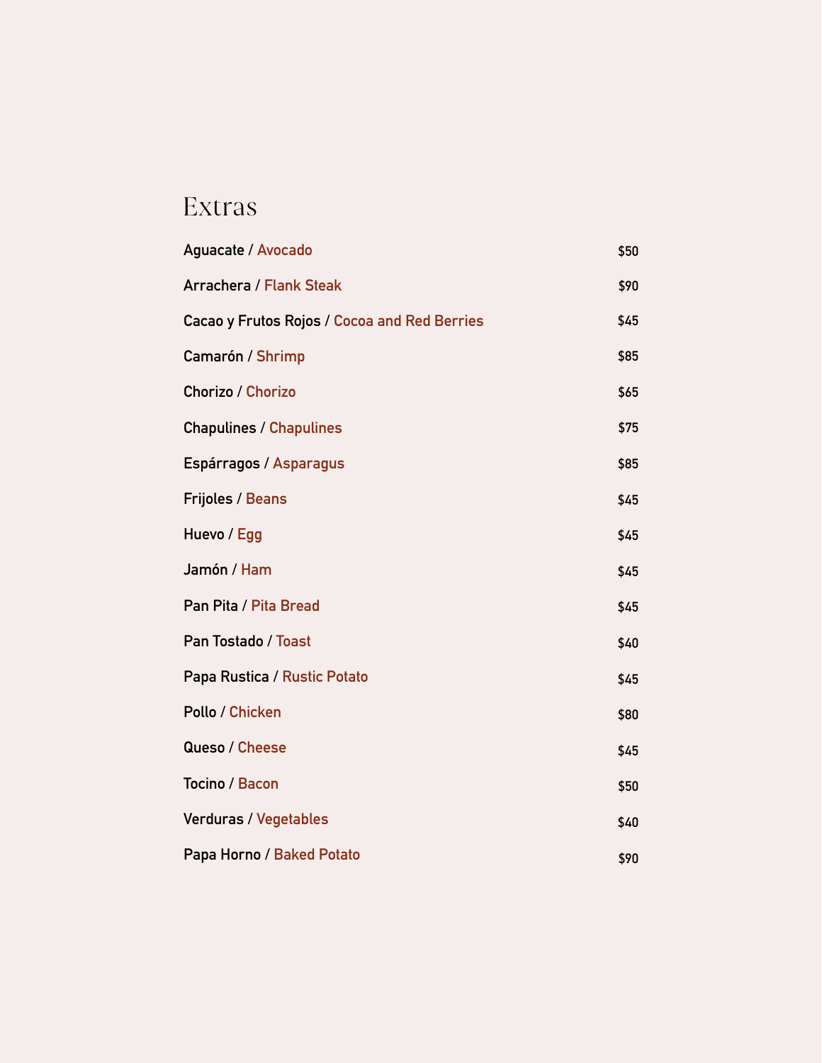# Extras

| | |
|---|---|
| Aguacate / Avocado | $50 |
| Arrachera / Flank Steak | $90 |
| Cacao y Frutos Rojos / Cocoa and Red Berries | $45 |
| Camarón / Shrimp | $85 |
| Chorizo / Chorizo | $65 |
| Chapulines / Chapulines | $75 |
| Espárragos / Asparagus | $85 |
| Frijoles / Beans | $45 |
| Huevo / Egg | $45 |
| Jamón / Ham | $45 |
| Pan Pita / Pita Bread | $45 |
| Pan Tostado / Toast | $40 |
| Papa Rustica / Rustic Potato | $45 |
| Pollo / Chicken | $80 |
| Queso / Cheese | $45 |
| Tocino / Bacon | $50 |
| Verduras / Vegetables | $40 |
| Papa Horno / Baked Potato | $90 |